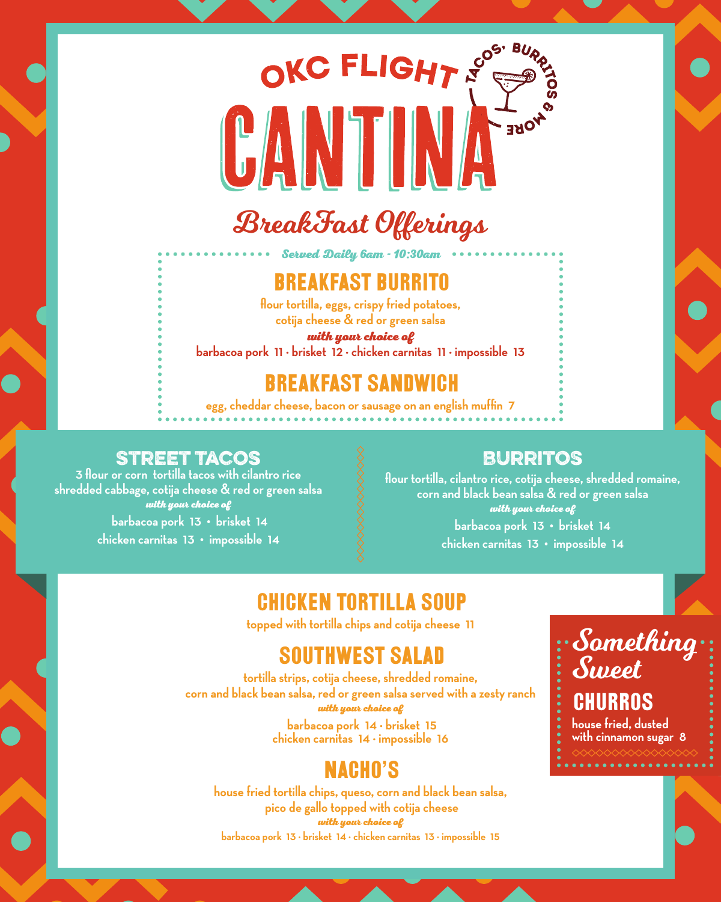# OKC FLIGHT CANTINA

TACOS, BURRITOS & MORE

## BreakFast Offerings

*Served Daily 6am - 10:30am*

### BREAKFAST BURRITO

flour tortilla, eggs, crispy fried potatoes, cotija cheese & red or green salsa

*with your choice of*

barbacoa pork 11 · brisket 12 · chicken carnitas 11 · impossible 13

### BREAKFAST SANDWICH

egg, cheddar cheese, bacon or sausage on an english muffin 7

### STREET TACOS

3 flour or corn tortilla tacos with cilantro rice shredded cabbage, cotija cheese & red or green salsa

*with your choice of*

barbacoa pork 13 • brisket 14

chicken carnitas 13 • impossible 14

### BURRITOS

flour tortilla, cilantro rice, cotija cheese, shredded romaine, corn and black bean salsa & red or green salsa

*with your choice of*

barbacoa pork 13 • brisket 14

chicken carnitas 13 • impossible 14

### CHICKEN TORTILLA SOUP

topped with tortilla chips and cotija cheese 11

### SOUTHWEST SALAD

tortilla strips, cotija cheese, shredded romaine, corn and black bean salsa, red or green salsa served with a zesty ranch

*with your choice of*

barbacoa pork 14 · brisket 15

chicken carnitas 14 · impossible 16

### NACHO'S

house fried tortilla chips, queso, corn and black bean salsa, pico de gallo topped with cotija cheese

*with your choice of*

barbacoa pork 13 · brisket 14 · chicken carnitas 13 · impossible 15

## Something Sweet

### CHURROS

house fried, dusted with cinnamon sugar 8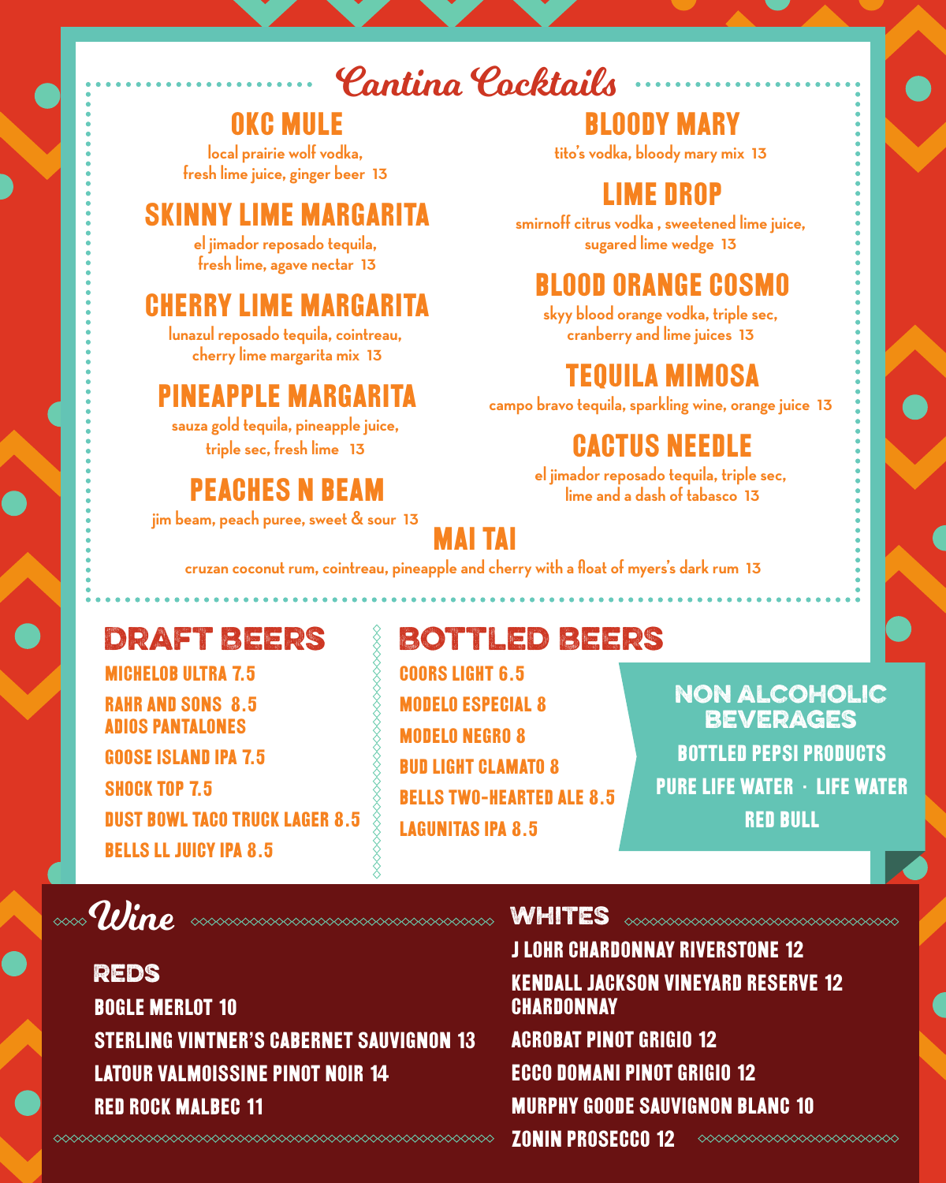# Cantina Cocktails

## OKC MULE
local prairie wolf vodka, fresh lime juice, ginger beer 13

## SKINNY LIME MARGARITA
el jimador reposado tequila, fresh lime, agave nectar 13

## CHERRY LIME MARGARITA
lunazul reposado tequila, cointreau, cherry lime margarita mix 13

## PINEAPPLE MARGARITA
sauza gold tequila, pineapple juice, triple sec, fresh lime 13

## PEACHES N BEAM
jim beam, peach puree, sweet & sour 13

## BLOODY MARY
tito's vodka, bloody mary mix 13

## LIME DROP
smirnoff citrus vodka , sweetened lime juice, sugared lime wedge 13

## BLOOD ORANGE COSMO
skyy blood orange vodka, triple sec, cranberry and lime juices 13

## TEQUILA MIMOSA
campo bravo tequila, sparkling wine, orange juice 13

## CACTUS NEEDLE
el jimador reposado tequila, triple sec, lime and a dash of tabasco 13

## MAI TAI
cruzan coconut rum, cointreau, pineapple and cherry with a float of myers's dark rum 13

# DRAFT BEERS

- MICHELOB ULTRA 7.5
- RAHR AND SONS 8.5 ADIOS PANTALONES
- GOOSE ISLAND IPA 7.5
- SHOCK TOP 7.5
- DUST BOWL TACO TRUCK LAGER 8.5
- BELLS LL JUICY IPA 8.5

# BOTTLED BEERS

- COORS LIGHT 6.5
- MODELO ESPECIAL 8
- MODELO NEGRO 8
- BUD LIGHT CLAMATO 8
- BELLS TWO-HEARTED ALE 8.5
- LAGUNITAS IPA 8.5

# NON ALCOHOLIC BEVERAGES

- BOTTLED PEPSI PRODUCTS
- PURE LIFE WATER · LIFE WATER
- RED BULL

# Wine

## REDS

- BOGLE MERLOT 10
- STERLING VINTNER'S CABERNET SAUVIGNON 13
- LATOUR VALMOISSINE PINOT NOIR 14
- RED ROCK MALBEC 11

## WHITES

- J LOHR CHARDONNAY RIVERSTONE 12
- KENDALL JACKSON VINEYARD RESERVE CHARDONNAY 12
- ACROBAT PINOT GRIGIO 12
- ECCO DOMANI PINOT GRIGIO 12
- MURPHY GOODE SAUVIGNON BLANC 10
- ZONIN PROSECCO 12